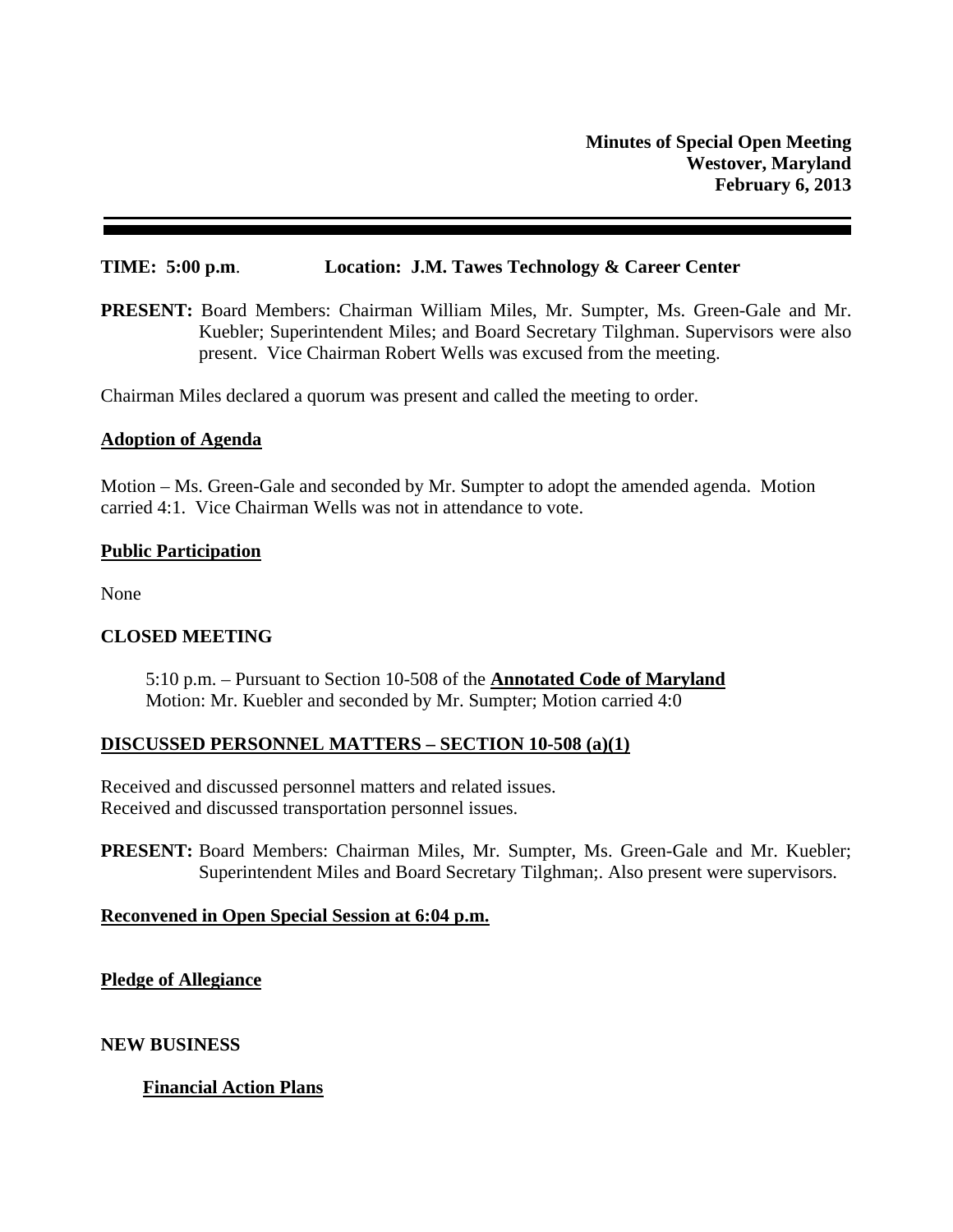**Minutes of Special Open Meeting**
**Westover, Maryland**
**February 6, 2013**

---

**TIME: 5:00 p.m**. **Location: J.M. Tawes Technology & Career Center**

**PRESENT:** Board Members: Chairman William Miles, Mr. Sumpter, Ms. Green-Gale and Mr. Kuebler; Superintendent Miles; and Board Secretary Tilghman. Supervisors were also present. Vice Chairman Robert Wells was excused from the meeting.

Chairman Miles declared a quorum was present and called the meeting to order.

**Adoption of Agenda**

Motion – Ms. Green-Gale and seconded by Mr. Sumpter to adopt the amended agenda. Motion carried 4:1. Vice Chairman Wells was not in attendance to vote.

**Public Participation**

None

**CLOSED MEETING**

5:10 p.m. – Pursuant to Section 10-508 of the **Annotated Code of Maryland**
Motion: Mr. Kuebler and seconded by Mr. Sumpter; Motion carried 4:0

**DISCUSSED PERSONNEL MATTERS – SECTION 10-508 (a)(1)**

Received and discussed personnel matters and related issues.
Received and discussed transportation personnel issues.

**PRESENT:** Board Members: Chairman Miles, Mr. Sumpter, Ms. Green-Gale and Mr. Kuebler; Superintendent Miles and Board Secretary Tilghman;. Also present were supervisors.

**Reconvened in Open Special Session at 6:04 p.m.**

**Pledge of Allegiance**

**NEW BUSINESS**

**Financial Action Plans**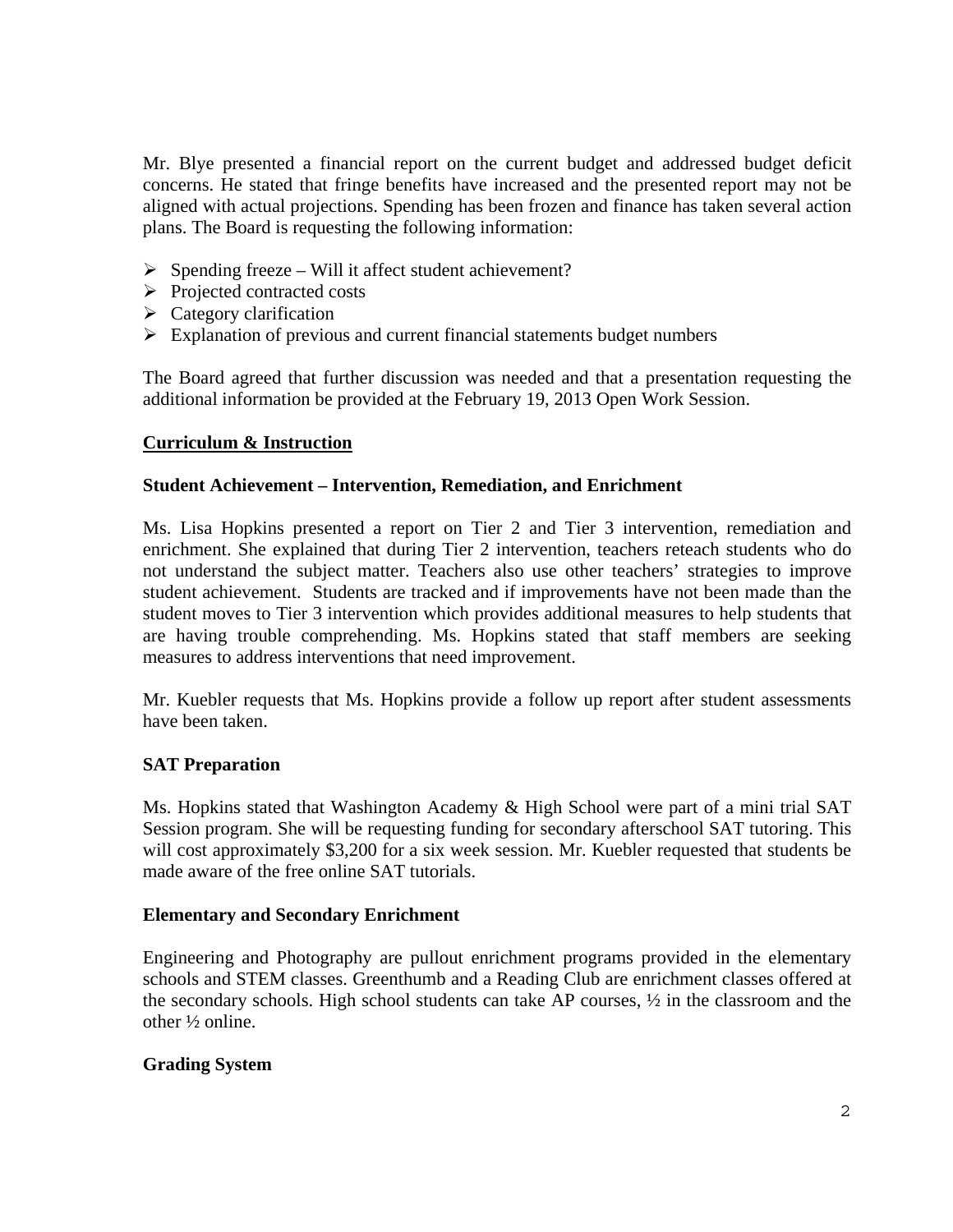Mr. Blye presented a financial report on the current budget and addressed budget deficit concerns. He stated that fringe benefits have increased and the presented report may not be aligned with actual projections. Spending has been frozen and finance has taken several action plans. The Board is requesting the following information:

- Spending freeze – Will it affect student achievement?
- Projected contracted costs
- Category clarification
- Explanation of previous and current financial statements budget numbers

The Board agreed that further discussion was needed and that a presentation requesting the additional information be provided at the February 19, 2013 Open Work Session.

**<u>Curriculum & Instruction</u>**

**Student Achievement – Intervention, Remediation, and Enrichment**

Ms. Lisa Hopkins presented a report on Tier 2 and Tier 3 intervention, remediation and enrichment. She explained that during Tier 2 intervention, teachers reteach students who do not understand the subject matter. Teachers also use other teachers' strategies to improve student achievement. Students are tracked and if improvements have not been made than the student moves to Tier 3 intervention which provides additional measures to help students that are having trouble comprehending. Ms. Hopkins stated that staff members are seeking measures to address interventions that need improvement.

Mr. Kuebler requests that Ms. Hopkins provide a follow up report after student assessments have been taken.

**SAT Preparation**

Ms. Hopkins stated that Washington Academy & High School were part of a mini trial SAT Session program. She will be requesting funding for secondary afterschool SAT tutoring. This will cost approximately $3,200 for a six week session. Mr. Kuebler requested that students be made aware of the free online SAT tutorials.

**Elementary and Secondary Enrichment**

Engineering and Photography are pullout enrichment programs provided in the elementary schools and STEM classes. Greenthumb and a Reading Club are enrichment classes offered at the secondary schools. High school students can take AP courses, ½ in the classroom and the other ½ online.

**Grading System**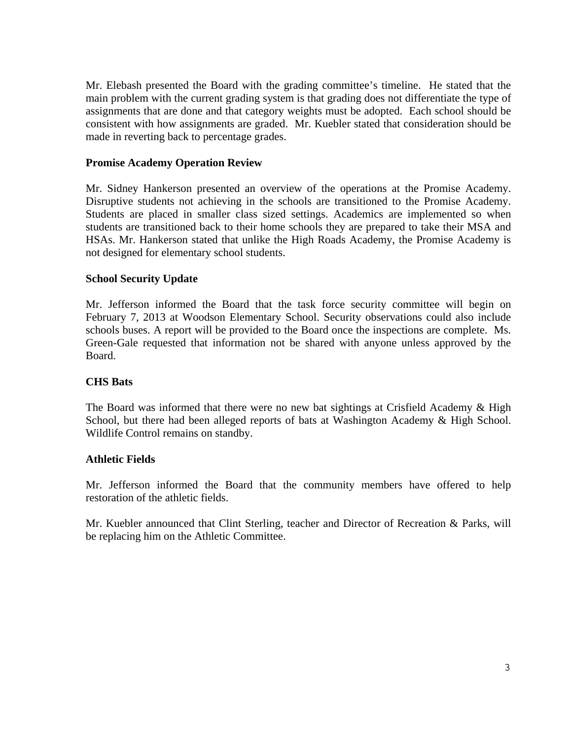Mr. Elebash presented the Board with the grading committee's timeline. He stated that the main problem with the current grading system is that grading does not differentiate the type of assignments that are done and that category weights must be adopted. Each school should be consistent with how assignments are graded. Mr. Kuebler stated that consideration should be made in reverting back to percentage grades.

**Promise Academy Operation Review**

Mr. Sidney Hankerson presented an overview of the operations at the Promise Academy. Disruptive students not achieving in the schools are transitioned to the Promise Academy. Students are placed in smaller class sized settings. Academics are implemented so when students are transitioned back to their home schools they are prepared to take their MSA and HSAs. Mr. Hankerson stated that unlike the High Roads Academy, the Promise Academy is not designed for elementary school students.

**School Security Update**

Mr. Jefferson informed the Board that the task force security committee will begin on February 7, 2013 at Woodson Elementary School. Security observations could also include schools buses. A report will be provided to the Board once the inspections are complete. Ms. Green-Gale requested that information not be shared with anyone unless approved by the Board.

**CHS Bats**

The Board was informed that there were no new bat sightings at Crisfield Academy & High School, but there had been alleged reports of bats at Washington Academy & High School. Wildlife Control remains on standby.

**Athletic Fields**

Mr. Jefferson informed the Board that the community members have offered to help restoration of the athletic fields.

Mr. Kuebler announced that Clint Sterling, teacher and Director of Recreation & Parks, will be replacing him on the Athletic Committee.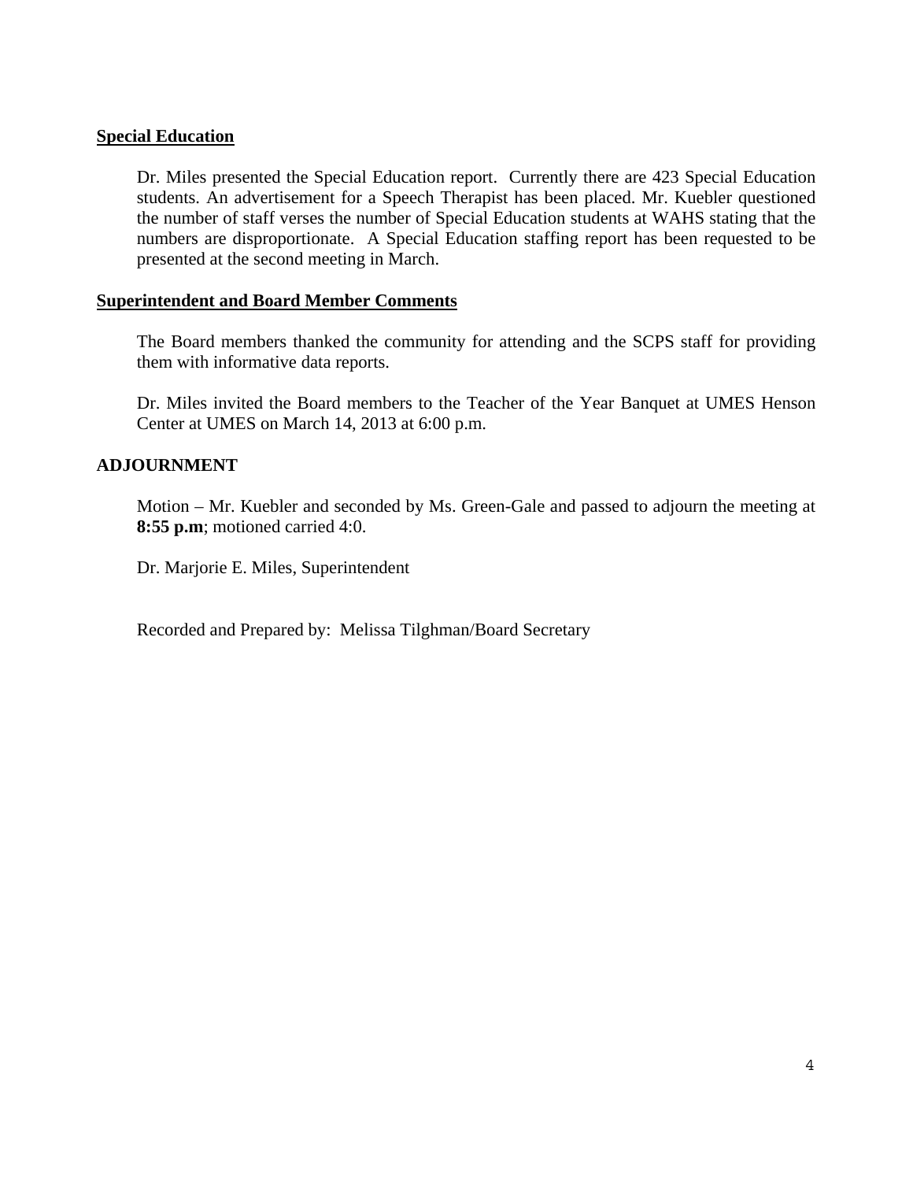**Special Education**

Dr. Miles presented the Special Education report. Currently there are 423 Special Education students. An advertisement for a Speech Therapist has been placed. Mr. Kuebler questioned the number of staff verses the number of Special Education students at WAHS stating that the numbers are disproportionate. A Special Education staffing report has been requested to be presented at the second meeting in March.

**Superintendent and Board Member Comments**

The Board members thanked the community for attending and the SCPS staff for providing them with informative data reports.

Dr. Miles invited the Board members to the Teacher of the Year Banquet at UMES Henson Center at UMES on March 14, 2013 at 6:00 p.m.

**ADJOURNMENT**

Motion – Mr. Kuebler and seconded by Ms. Green-Gale and passed to adjourn the meeting at **8:55 p.m**; motioned carried 4:0.

Dr. Marjorie E. Miles, Superintendent

Recorded and Prepared by: Melissa Tilghman/Board Secretary